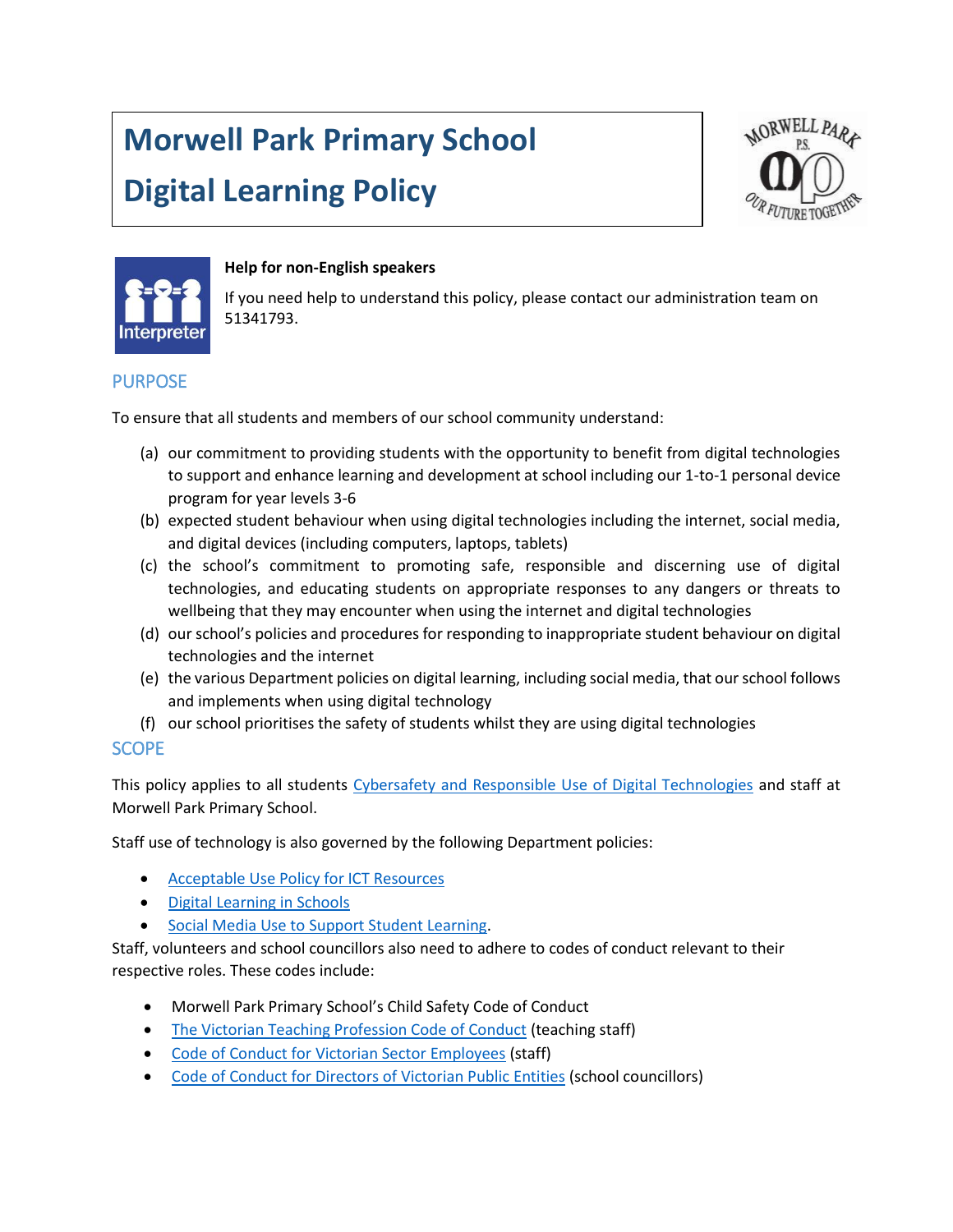# Morwell Park Primary School

# Digital Learning Policy

**Help for non-English speakers**

If you need help to understand this policy, please contact our administration team on 51341793.

## PURPOSE

To ensure that all students and members of our school community understand:

(a) our commitment to providing students with the opportunity to benefit from digital technologies to support and enhance learning and development at school including our 1-to-1 personal device program for year levels 3-6

(b) expected student behaviour when using digital technologies including the internet, social media, and digital devices (including computers, laptops, tablets)

(c) the school's commitment to promoting safe, responsible and discerning use of digital technologies, and educating students on appropriate responses to any dangers or threats to wellbeing that they may encounter when using the internet and digital technologies

(d) our school's policies and procedures for responding to inappropriate student behaviour on digital technologies and the internet

(e) the various Department policies on digital learning, including social media, that our school follows and implements when using digital technology

(f) our school prioritises the safety of students whilst they are using digital technologies

## SCOPE

This policy applies to all students Cybersafety and Responsible Use of Digital Technologies and staff at Morwell Park Primary School.

Staff use of technology is also governed by the following Department policies:

- Acceptable Use Policy for ICT Resources
- Digital Learning in Schools
- Social Media Use to Support Student Learning.

Staff, volunteers and school councillors also need to adhere to codes of conduct relevant to their respective roles. These codes include:

- Morwell Park Primary School's Child Safety Code of Conduct
- The Victorian Teaching Profession Code of Conduct (teaching staff)
- Code of Conduct for Victorian Sector Employees (staff)
- Code of Conduct for Directors of Victorian Public Entities (school councillors)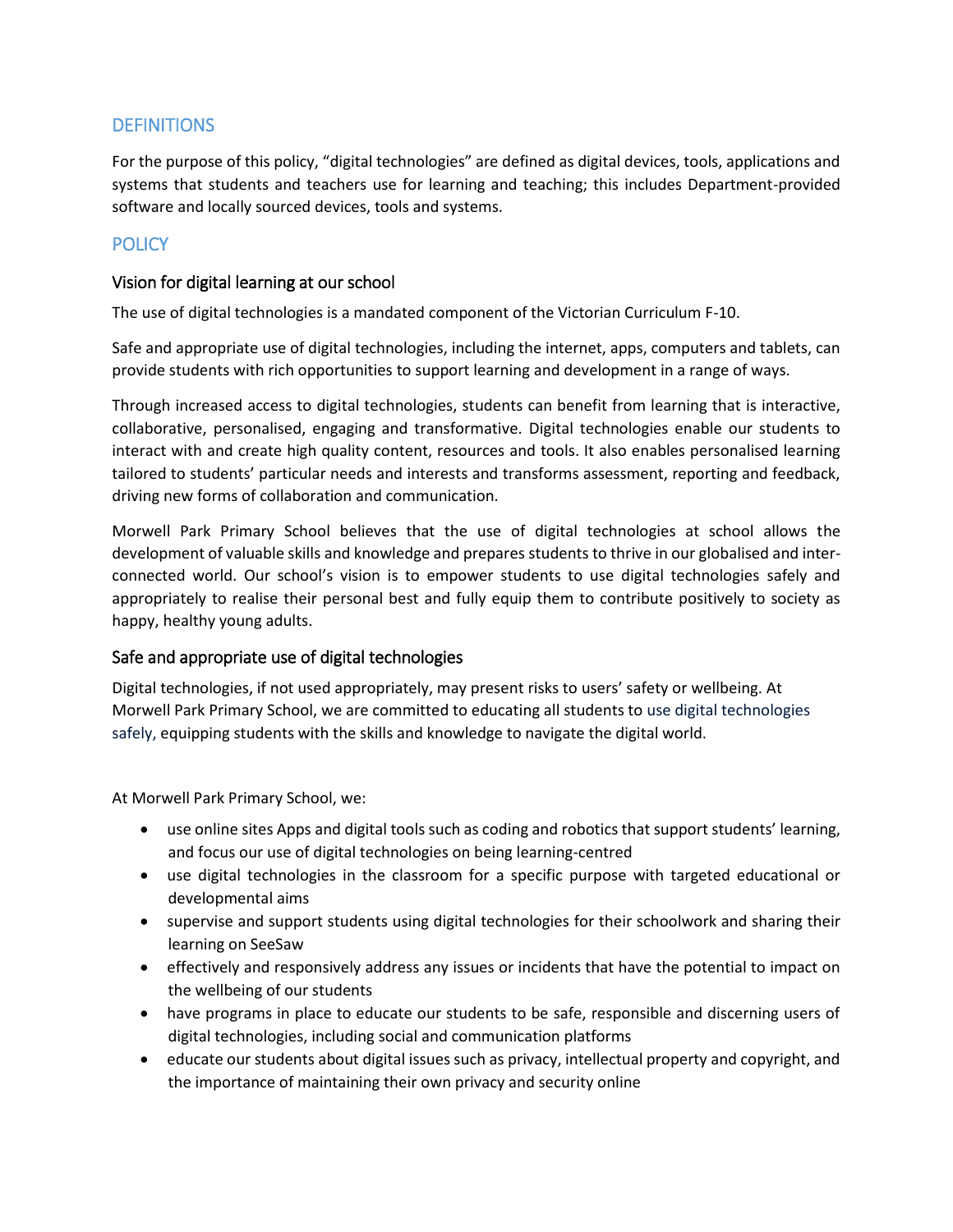## DEFINITIONS

For the purpose of this policy, "digital technologies" are defined as digital devices, tools, applications and systems that students and teachers use for learning and teaching; this includes Department-provided software and locally sourced devices, tools and systems.

## POLICY

### Vision for digital learning at our school

The use of digital technologies is a mandated component of the Victorian Curriculum F-10.

Safe and appropriate use of digital technologies, including the internet, apps, computers and tablets, can provide students with rich opportunities to support learning and development in a range of ways.

Through increased access to digital technologies, students can benefit from learning that is interactive, collaborative, personalised, engaging and transformative. Digital technologies enable our students to interact with and create high quality content, resources and tools. It also enables personalised learning tailored to students' particular needs and interests and transforms assessment, reporting and feedback, driving new forms of collaboration and communication.

Morwell Park Primary School believes that the use of digital technologies at school allows the development of valuable skills and knowledge and prepares students to thrive in our globalised and inter-connected world. Our school's vision is to empower students to use digital technologies safely and appropriately to realise their personal best and fully equip them to contribute positively to society as happy, healthy young adults.

### Safe and appropriate use of digital technologies

Digital technologies, if not used appropriately, may present risks to users' safety or wellbeing. At Morwell Park Primary School, we are committed to educating all students to use digital technologies safely, equipping students with the skills and knowledge to navigate the digital world.

At Morwell Park Primary School, we:

- use online sites Apps and digital tools such as coding and robotics that support students' learning, and focus our use of digital technologies on being learning-centred
- use digital technologies in the classroom for a specific purpose with targeted educational or developmental aims
- supervise and support students using digital technologies for their schoolwork and sharing their learning on SeeSaw
- effectively and responsively address any issues or incidents that have the potential to impact on the wellbeing of our students
- have programs in place to educate our students to be safe, responsible and discerning users of digital technologies, including social and communication platforms
- educate our students about digital issues such as privacy, intellectual property and copyright, and the importance of maintaining their own privacy and security online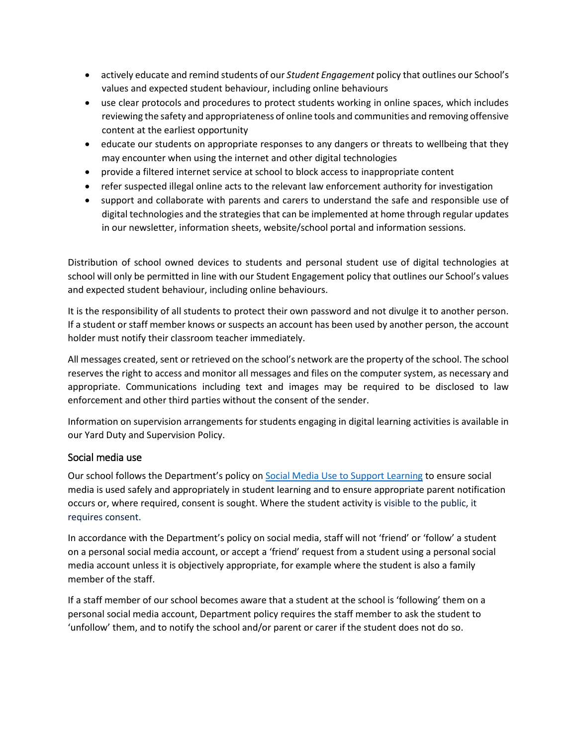- actively educate and remind students of our *Student Engagement* policy that outlines our School's values and expected student behaviour, including online behaviours
- use clear protocols and procedures to protect students working in online spaces, which includes reviewing the safety and appropriateness of online tools and communities and removing offensive content at the earliest opportunity
- educate our students on appropriate responses to any dangers or threats to wellbeing that they may encounter when using the internet and other digital technologies
- provide a filtered internet service at school to block access to inappropriate content
- refer suspected illegal online acts to the relevant law enforcement authority for investigation
- support and collaborate with parents and carers to understand the safe and responsible use of digital technologies and the strategies that can be implemented at home through regular updates in our newsletter, information sheets, website/school portal and information sessions.

Distribution of school owned devices to students and personal student use of digital technologies at school will only be permitted in line with our Student Engagement policy that outlines our School's values and expected student behaviour, including online behaviours.

It is the responsibility of all students to protect their own password and not divulge it to another person. If a student or staff member knows or suspects an account has been used by another person, the account holder must notify their classroom teacher immediately.

All messages created, sent or retrieved on the school's network are the property of the school. The school reserves the right to access and monitor all messages and files on the computer system, as necessary and appropriate. Communications including text and images may be required to be disclosed to law enforcement and other third parties without the consent of the sender.

Information on supervision arrangements for students engaging in digital learning activities is available in our Yard Duty and Supervision Policy.

## Social media use

Our school follows the Department's policy on [Social Media Use to Support Learning](Social Media Use to Support Learning) to ensure social media is used safely and appropriately in student learning and to ensure appropriate parent notification occurs or, where required, consent is sought. Where the student activity is visible to the public, it requires consent.

In accordance with the Department's policy on social media, staff will not 'friend' or 'follow' a student on a personal social media account, or accept a 'friend' request from a student using a personal social media account unless it is objectively appropriate, for example where the student is also a family member of the staff.

If a staff member of our school becomes aware that a student at the school is 'following' them on a personal social media account, Department policy requires the staff member to ask the student to 'unfollow' them, and to notify the school and/or parent or carer if the student does not do so.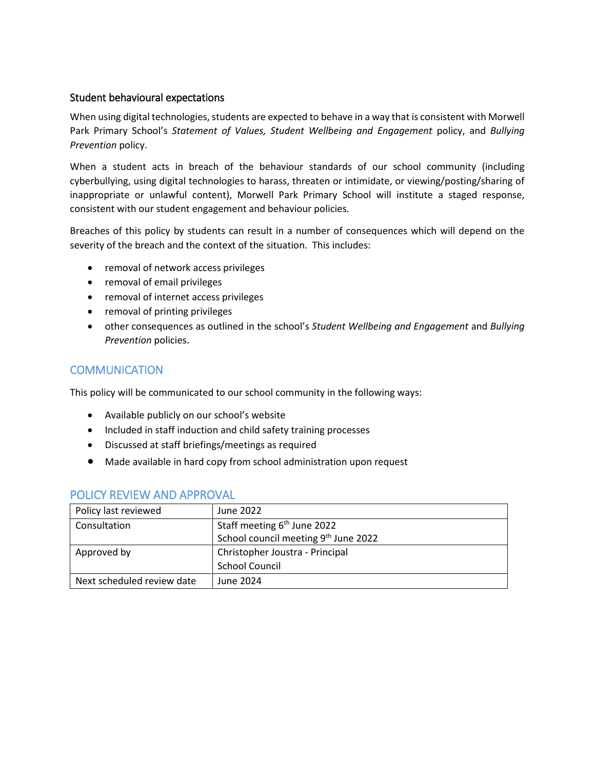### Student behavioural expectations

When using digital technologies, students are expected to behave in a way that is consistent with Morwell Park Primary School's *Statement of Values, Student Wellbeing and Engagement* policy, and *Bullying Prevention* policy.

When a student acts in breach of the behaviour standards of our school community (including cyberbullying, using digital technologies to harass, threaten or intimidate, or viewing/posting/sharing of inappropriate or unlawful content), Morwell Park Primary School will institute a staged response, consistent with our student engagement and behaviour policies.

Breaches of this policy by students can result in a number of consequences which will depend on the severity of the breach and the context of the situation. This includes:

- removal of network access privileges
- removal of email privileges
- removal of internet access privileges
- removal of printing privileges
- other consequences as outlined in the school's *Student Wellbeing and Engagement* and *Bullying Prevention* policies.

## COMMUNICATION

This policy will be communicated to our school community in the following ways:

- Available publicly on our school's website
- Included in staff induction and child safety training processes
- Discussed at staff briefings/meetings as required
- Made available in hard copy from school administration upon request

## POLICY REVIEW AND APPROVAL

| | |
|---|---|
| Policy last reviewed | June 2022 |
| Consultation | Staff meeting 6th June 2022<br>School council meeting 9th June 2022 |
| Approved by | Christopher Joustra - Principal<br>School Council |
| Next scheduled review date | June 2024 |